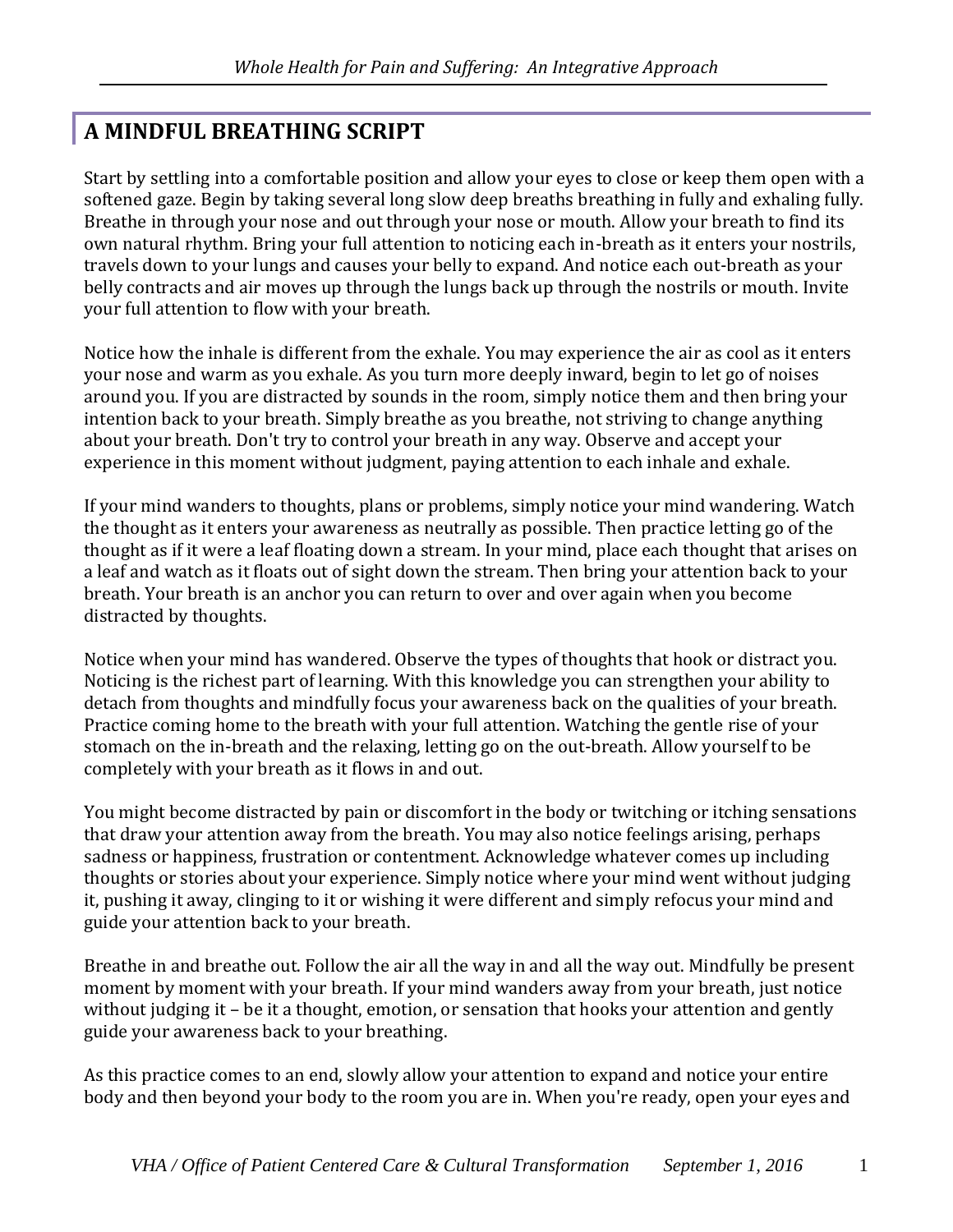## A MINDFUL BREATHING SCRIPT

Start by settling into a comfortable position and allow your eyes to close or keep them open with a softened gaze. Begin by taking several long slow deep breaths breathing in fully and exhaling fully. Breathe in through your nose and out through your nose or mouth. Allow your breath to find its own natural rhythm. Bring your full attention to noticing each in-breath as it enters your nostrils, travels down to your lungs and causes your belly to expand. And notice each out-breath as your belly contracts and air moves up through the lungs back up through the nostrils or mouth. Invite your full attention to flow with your breath.

Notice how the inhale is different from the exhale. You may experience the air as cool as it enters your nose and warm as you exhale. As you turn more deeply inward, begin to let go of noises around you. If you are distracted by sounds in the room, simply notice them and then bring your intention back to your breath. Simply breathe as you breathe, not striving to change anything about your breath. Don't try to control your breath in any way. Observe and accept your experience in this moment without judgment, paying attention to each inhale and exhale.

If your mind wanders to thoughts, plans or problems, simply notice your mind wandering. Watch the thought as it enters your awareness as neutrally as possible. Then practice letting go of the thought as if it were a leaf floating down a stream. In your mind, place each thought that arises on a leaf and watch as it floats out of sight down the stream. Then bring your attention back to your breath. Your breath is an anchor you can return to over and over again when you become distracted by thoughts.

Notice when your mind has wandered. Observe the types of thoughts that hook or distract you. Noticing is the richest part of learning. With this knowledge you can strengthen your ability to detach from thoughts and mindfully focus your awareness back on the qualities of your breath. Practice coming home to the breath with your full attention. Watching the gentle rise of your stomach on the in-breath and the relaxing, letting go on the out-breath. Allow yourself to be completely with your breath as it flows in and out.

You might become distracted by pain or discomfort in the body or twitching or itching sensations that draw your attention away from the breath. You may also notice feelings arising, perhaps sadness or happiness, frustration or contentment. Acknowledge whatever comes up including thoughts or stories about your experience. Simply notice where your mind went without judging it, pushing it away, clinging to it or wishing it were different and simply refocus your mind and guide your attention back to your breath.

Breathe in and breathe out. Follow the air all the way in and all the way out. Mindfully be present moment by moment with your breath. If your mind wanders away from your breath, just notice without judging it – be it a thought, emotion, or sensation that hooks your attention and gently guide your awareness back to your breathing.

As this practice comes to an end, slowly allow your attention to expand and notice your entire body and then beyond your body to the room you are in. When you're ready, open your eyes and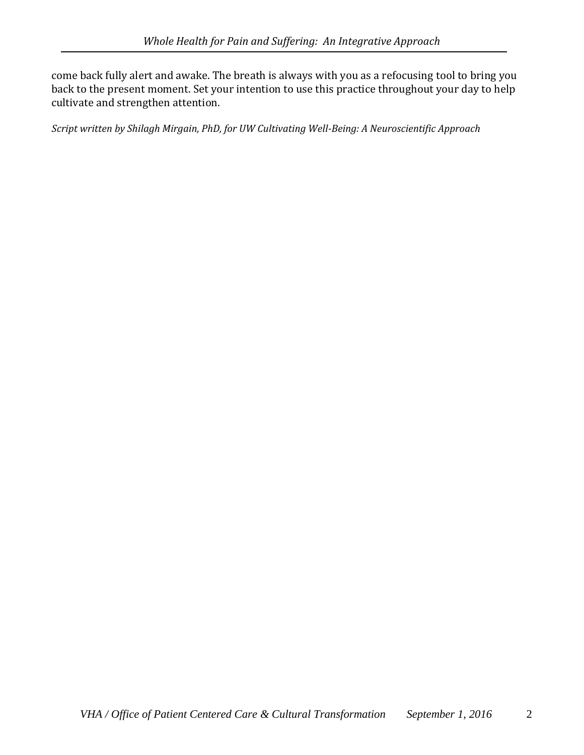come back fully alert and awake. The breath is always with you as a refocusing tool to bring you back to the present moment. Set your intention to use this practice throughout your day to help cultivate and strengthen attention.

*Script written by Shilagh Mirgain, PhD, for UW Cultivating Well-Being: A Neuroscientific Approach*